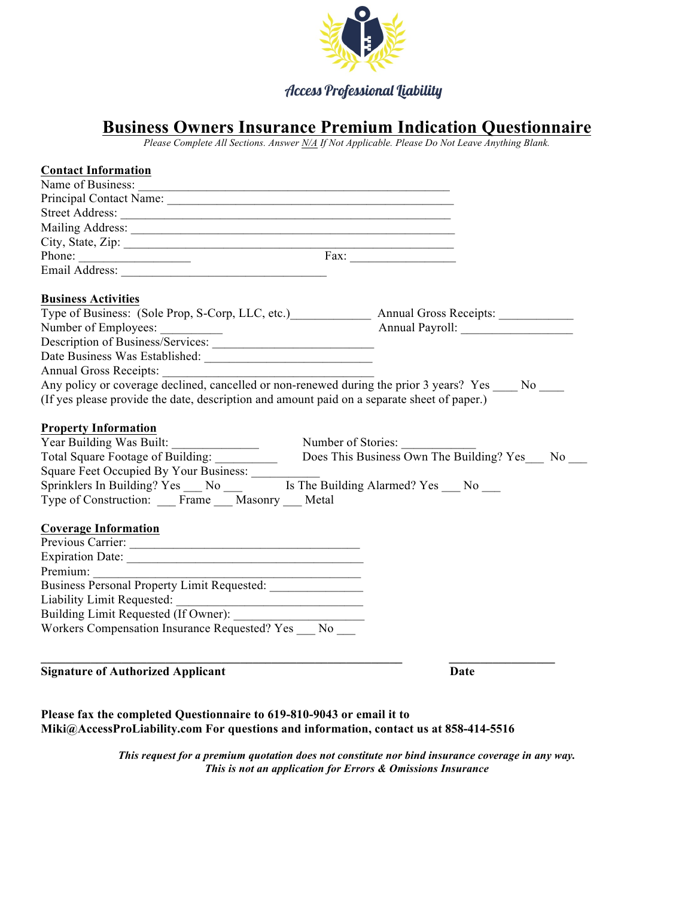Access Professional Liability

# Business Owners Insurance Premium Indication Questionnaire

*Please Complete All Sections. Answer N/A If Not Applicable. Please Do Not Leave Anything Blank.*

## Contact Information

Name of Business: ___________________________________________________

Principal Contact Name: ______________________________________________

Street Address: _____________________________________________________

Mailing Address: ___________________________________________________

City, State, Zip: ____________________________________________________

Phone: _________________ Fax: ________________

Email Address: __________________________________

## Business Activities

Type of Business: (Sole Prop, S-Corp, LLC, etc.)____________ Annual Gross Receipts: ___________

Number of Employees: __________ Annual Payroll: _________________

Description of Business/Services: _________________________

Date Business Was Established: ___________________________

Annual Gross Receipts: __________________________________

Any policy or coverage declined, cancelled or non-renewed during the prior 3 years? Yes ____ No ____

(If yes please provide the date, description and amount paid on a separate sheet of paper.)

## Property Information

Year Building Was Built: ______________ Number of Stories: ___________

Total Square Footage of Building: __________ Does This Business Own The Building? Yes___ No ___

Square Feet Occupied By Your Business: ___________

Sprinklers In Building? Yes ___ No ___ Is The Building Alarmed? Yes ___ No ___

Type of Construction: ___ Frame ___ Masonry ___ Metal

## Coverage Information

Previous Carrier: _____________________________________

Expiration Date: ______________________________________

Premium: ____________________________________________

Business Personal Property Limit Requested: ______________

Liability Limit Requested: _______________________________

Building Limit Requested (If Owner): ____________________

Workers Compensation Insurance Requested? Yes ___ No ___

___________________________________________________________ _________________

**Signature of Authorized Applicant** **Date**

**Please fax the completed Questionnaire to 619-810-9043 or email it to Miki@AccessProLiability.com For questions and information, contact us at 858-414-5516**

***This request for a premium quotation does not constitute nor bind insurance coverage in any way.***
***This is not an application for Errors & Omissions Insurance***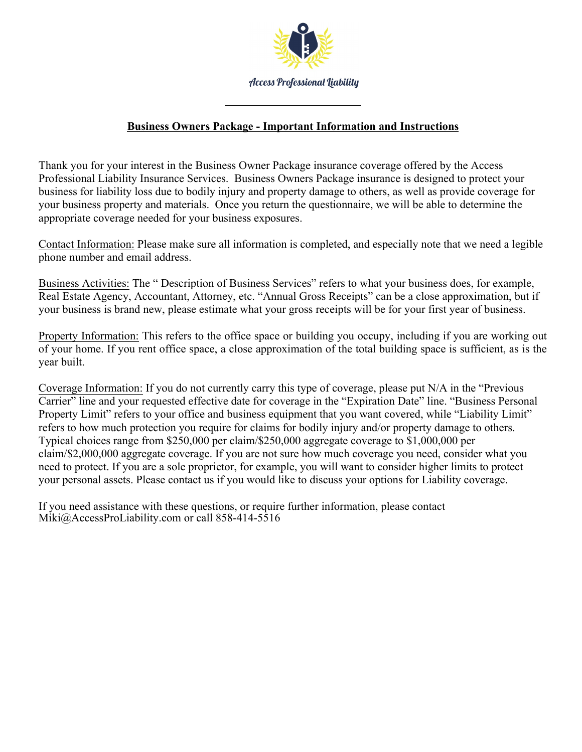Access Professional Liability

## Business Owners Package - Important Information and Instructions

Thank you for your interest in the Business Owner Package insurance coverage offered by the Access Professional Liability Insurance Services. Business Owners Package insurance is designed to protect your business for liability loss due to bodily injury and property damage to others, as well as provide coverage for your business property and materials. Once you return the questionnaire, we will be able to determine the appropriate coverage needed for your business exposures.

Contact Information: Please make sure all information is completed, and especially note that we need a legible phone number and email address.

Business Activities: The " Description of Business Services" refers to what your business does, for example, Real Estate Agency, Accountant, Attorney, etc. "Annual Gross Receipts" can be a close approximation, but if your business is brand new, please estimate what your gross receipts will be for your first year of business.

Property Information: This refers to the office space or building you occupy, including if you are working out of your home. If you rent office space, a close approximation of the total building space is sufficient, as is the year built.

Coverage Information: If you do not currently carry this type of coverage, please put N/A in the "Previous Carrier" line and your requested effective date for coverage in the "Expiration Date" line. "Business Personal Property Limit" refers to your office and business equipment that you want covered, while "Liability Limit" refers to how much protection you require for claims for bodily injury and/or property damage to others. Typical choices range from $250,000 per claim/$250,000 aggregate coverage to $1,000,000 per claim/$2,000,000 aggregate coverage. If you are not sure how much coverage you need, consider what you need to protect. If you are a sole proprietor, for example, you will want to consider higher limits to protect your personal assets. Please contact us if you would like to discuss your options for Liability coverage.

If you need assistance with these questions, or require further information, please contact Miki@AccessProLiability.com or call 858-414-5516